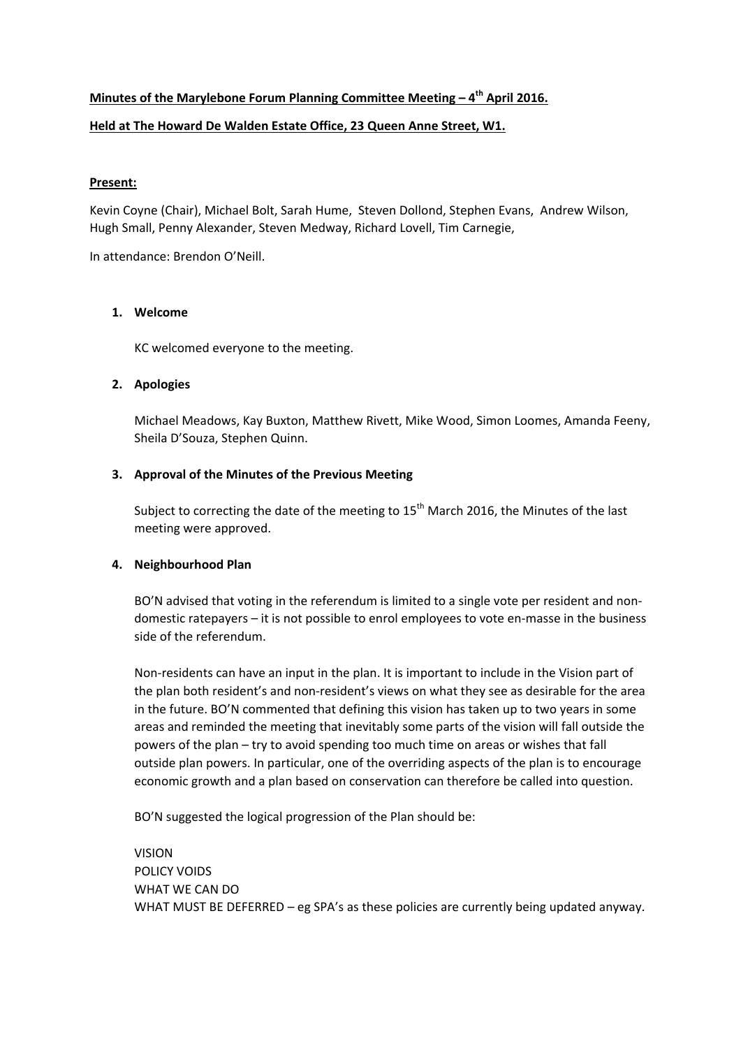**Minutes of the Marylebone Forum Planning Committee Meeting – 4th April 2016.**

**Held at The Howard De Walden Estate Office, 23 Queen Anne Street, W1.**

**Present:**

Kevin Coyne (Chair), Michael Bolt, Sarah Hume, Steven Dollond, Stephen Evans, Andrew Wilson, Hugh Small, Penny Alexander, Steven Medway, Richard Lovell, Tim Carnegie,

In attendance: Brendon O'Neill.

1. **Welcome**

   KC welcomed everyone to the meeting.

2. **Apologies**

   Michael Meadows, Kay Buxton, Matthew Rivett, Mike Wood, Simon Loomes, Amanda Feeny, Sheila D'Souza, Stephen Quinn.

3. **Approval of the Minutes of the Previous Meeting**

   Subject to correcting the date of the meeting to 15th March 2016, the Minutes of the last meeting were approved.

4. **Neighbourhood Plan**

   BO'N advised that voting in the referendum is limited to a single vote per resident and non-domestic ratepayers – it is not possible to enrol employees to vote en-masse in the business side of the referendum.

   Non-residents can have an input in the plan. It is important to include in the Vision part of the plan both resident's and non-resident's views on what they see as desirable for the area in the future. BO'N commented that defining this vision has taken up to two years in some areas and reminded the meeting that inevitably some parts of the vision will fall outside the powers of the plan – try to avoid spending too much time on areas or wishes that fall outside plan powers. In particular, one of the overriding aspects of the plan is to encourage economic growth and a plan based on conservation can therefore be called into question.

   BO'N suggested the logical progression of the Plan should be:

   VISION
   POLICY VOIDS
   WHAT WE CAN DO
   WHAT MUST BE DEFERRED – eg SPA's as these policies are currently being updated anyway.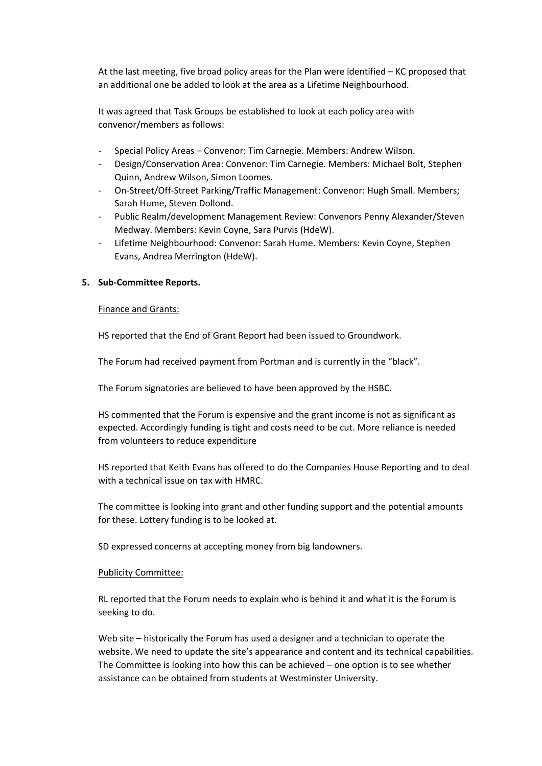At the last meeting, five broad policy areas for the Plan were identified – KC proposed that an additional one be added to look at the area as a Lifetime Neighbourhood.

It was agreed that Task Groups be established to look at each policy area with convenor/members as follows:

- Special Policy Areas – Convenor: Tim Carnegie. Members: Andrew Wilson.
- Design/Conservation Area: Convenor: Tim Carnegie. Members: Michael Bolt, Stephen Quinn, Andrew Wilson, Simon Loomes.
- On-Street/Off-Street Parking/Traffic Management: Convenor: Hugh Small. Members; Sarah Hume, Steven Dollond.
- Public Realm/development Management Review: Convenors Penny Alexander/Steven Medway. Members: Kevin Coyne, Sara Purvis (HdeW).
- Lifetime Neighbourhood: Convenor: Sarah Hume. Members: Kevin Coyne, Stephen Evans, Andrea Merrington (HdeW).

**5. Sub-Committee Reports.**

Finance and Grants:

HS reported that the End of Grant Report had been issued to Groundwork.

The Forum had received payment from Portman and is currently in the "black".

The Forum signatories are believed to have been approved by the HSBC.

HS commented that the Forum is expensive and the grant income is not as significant as expected. Accordingly funding is tight and costs need to be cut. More reliance is needed from volunteers to reduce expenditure

HS reported that Keith Evans has offered to do the Companies House Reporting and to deal with a technical issue on tax with HMRC.

The committee is looking into grant and other funding support and the potential amounts for these. Lottery funding is to be looked at.

SD expressed concerns at accepting money from big landowners.

Publicity Committee:

RL reported that the Forum needs to explain who is behind it and what it is the Forum is seeking to do.

Web site – historically the Forum has used a designer and a technician to operate the website. We need to update the site's appearance and content and its technical capabilities. The Committee is looking into how this can be achieved – one option is to see whether assistance can be obtained from students at Westminster University.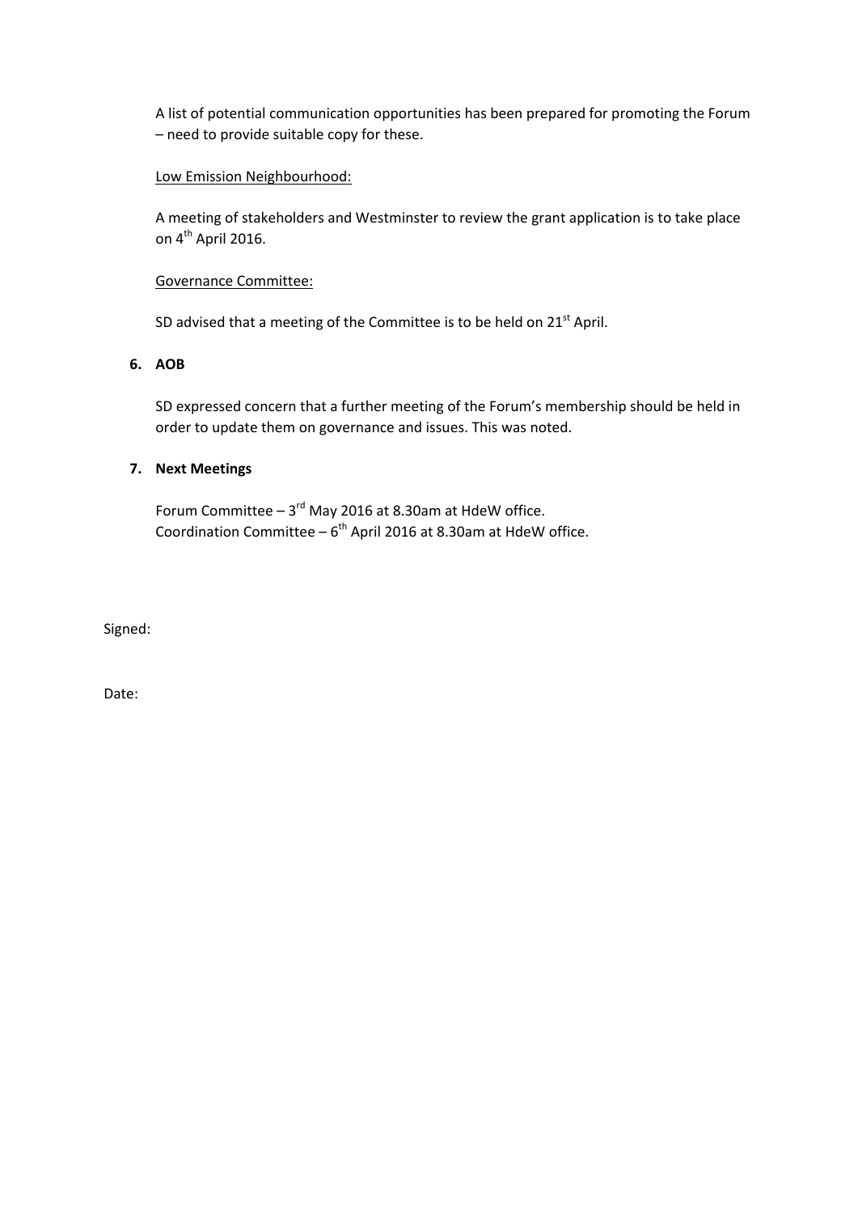A list of potential communication opportunities has been prepared for promoting the Forum – need to provide suitable copy for these.

Low Emission Neighbourhood:

A meeting of stakeholders and Westminster to review the grant application is to take place on 4th April 2016.

Governance Committee:

SD advised that a meeting of the Committee is to be held on 21st April.

**6. AOB**

SD expressed concern that a further meeting of the Forum's membership should be held in order to update them on governance and issues. This was noted.

**7. Next Meetings**

Forum Committee – 3rd May 2016 at 8.30am at HdeW office.
Coordination Committee – 6th April 2016 at 8.30am at HdeW office.

Signed:

Date: